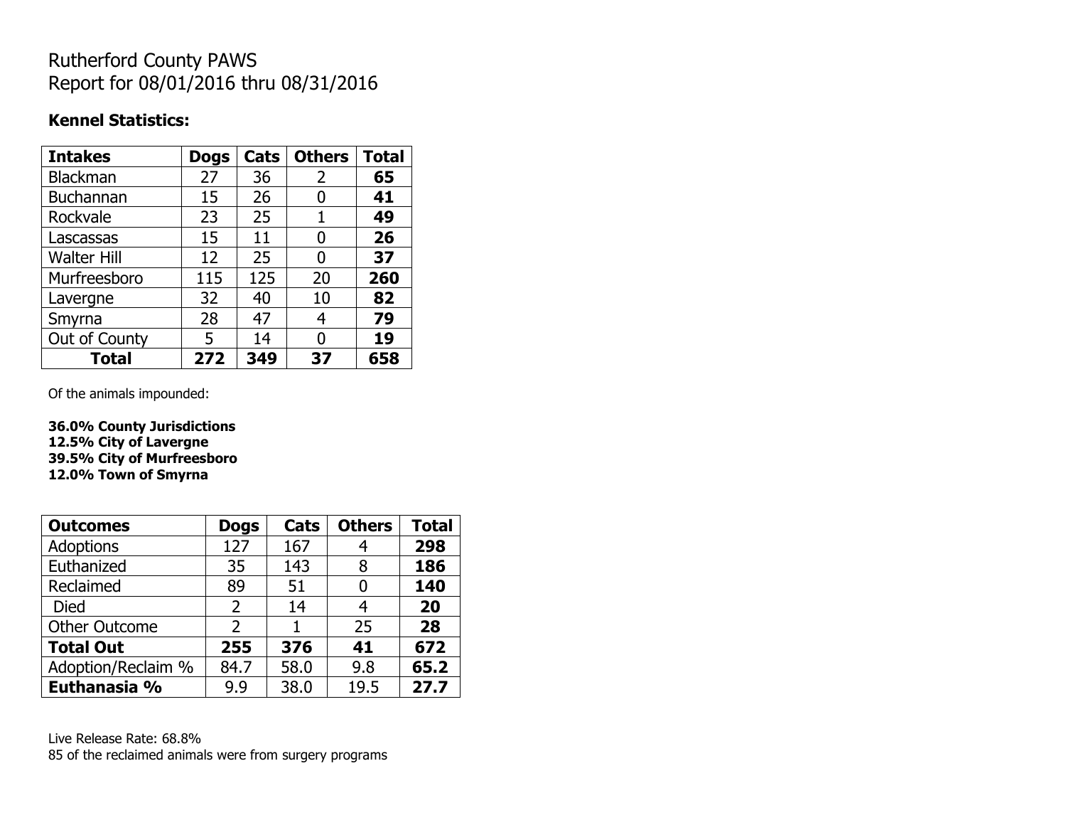# Rutherford County PAWS
# Report for 08/01/2016 thru 08/31/2016

**Kennel Statistics:**

| Intakes | Dogs | Cats | Others | Total |
|---|---|---|---|---|
| Blackman | 27 | 36 | 2 | **65** |
| Buchannan | 15 | 26 | 0 | **41** |
| Rockvale | 23 | 25 | 1 | **49** |
| Lascassas | 15 | 11 | 0 | **26** |
| Walter Hill | 12 | 25 | 0 | **37** |
| Murfreesboro | 115 | 125 | 20 | **260** |
| Lavergne | 32 | 40 | 10 | **82** |
| Smyrna | 28 | 47 | 4 | **79** |
| Out of County | 5 | 14 | 0 | **19** |
| **Total** | **272** | **349** | **37** | **658** |

Of the animals impounded:

**36.0% County Jurisdictions**
**12.5% City of Lavergne**
**39.5% City of Murfreesboro**
**12.0% Town of Smyrna**

| Outcomes | Dogs | Cats | Others | Total |
|---|---|---|---|---|
| Adoptions | 127 | 167 | 4 | **298** |
| Euthanized | 35 | 143 | 8 | **186** |
| Reclaimed | 89 | 51 | 0 | **140** |
| Died | 2 | 14 | 4 | **20** |
| Other Outcome | 2 | 1 | 25 | **28** |
| **Total Out** | **255** | **376** | **41** | **672** |
| Adoption/Reclaim % | 84.7 | 58.0 | 9.8 | **65.2** |
| **Euthanasia %** | 9.9 | 38.0 | 19.5 | **27.7** |

Live Release Rate: 68.8%
85 of the reclaimed animals were from surgery programs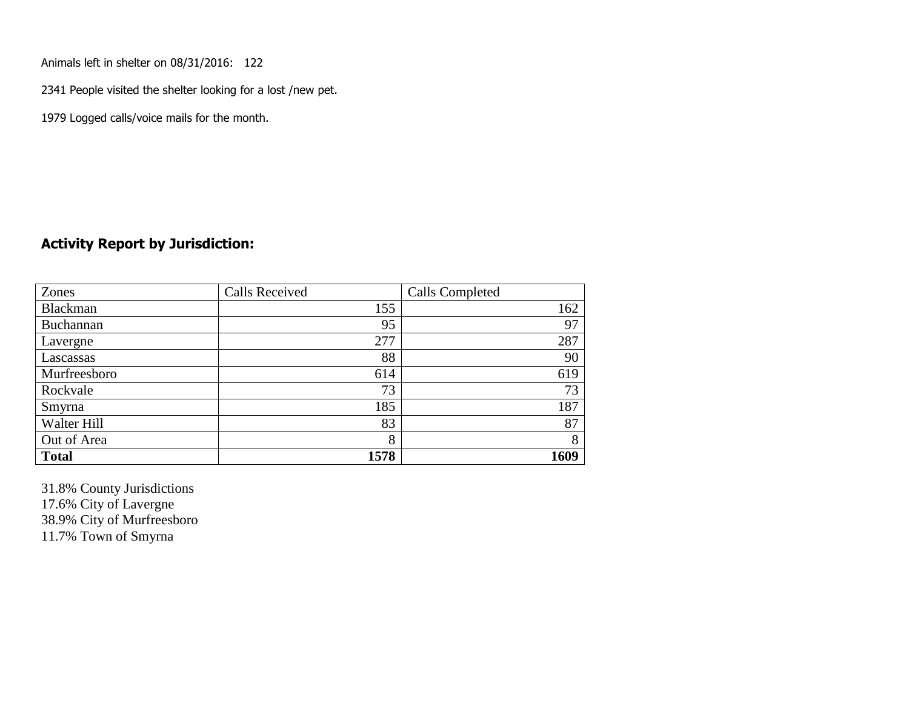Animals left in shelter on 08/31/2016: 122

2341 People visited the shelter looking for a lost /new pet.

1979 Logged calls/voice mails for the month.

## Activity Report by Jurisdiction:

| Zones | Calls Received | Calls Completed |
|---|---|---|
| Blackman | 155 | 162 |
| Buchannan | 95 | 97 |
| Lavergne | 277 | 287 |
| Lascassas | 88 | 90 |
| Murfreesboro | 614 | 619 |
| Rockvale | 73 | 73 |
| Smyrna | 185 | 187 |
| Walter Hill | 83 | 87 |
| Out of Area | 8 | 8 |
| **Total** | **1578** | **1609** |

31.8% County Jurisdictions
17.6% City of Lavergne
38.9% City of Murfreesboro
11.7% Town of Smyrna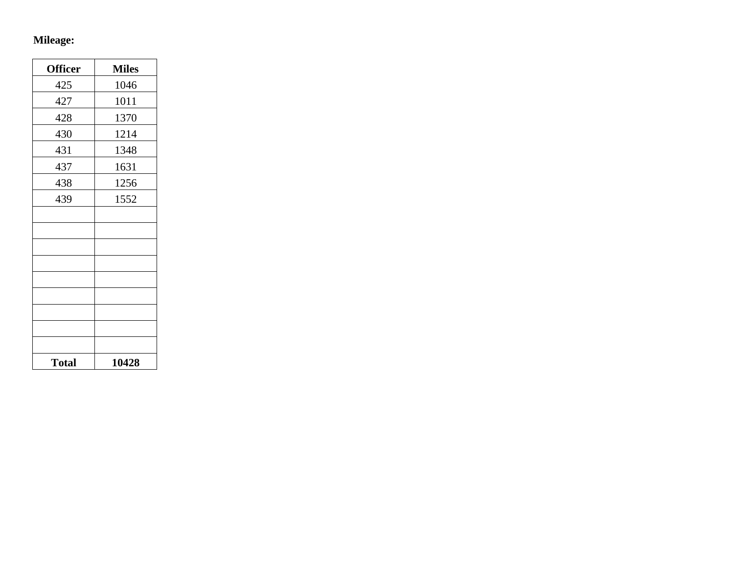**Mileage:**

| Officer | Miles |
|---|---|
| 425 | 1046 |
| 427 | 1011 |
| 428 | 1370 |
| 430 | 1214 |
| 431 | 1348 |
| 437 | 1631 |
| 438 | 1256 |
| 439 | 1552 |
| | |
| | |
| | |
| | |
| | |
| | |
| | |
| | |
| | |
| **Total** | **10428** |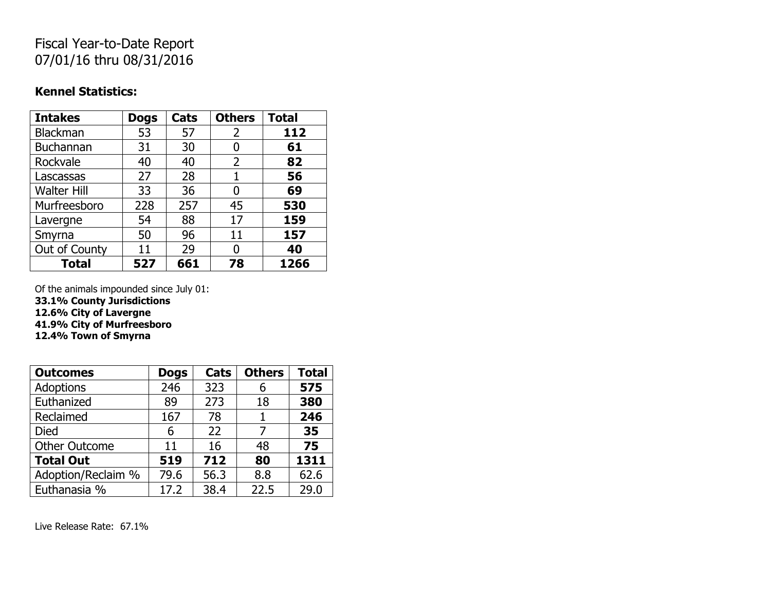Fiscal Year-to-Date Report
07/01/16 thru 08/31/2016

**Kennel Statistics:**

| Intakes | Dogs | Cats | Others | Total |
|---|---|---|---|---|
| Blackman | 53 | 57 | 2 | **112** |
| Buchannan | 31 | 30 | 0 | **61** |
| Rockvale | 40 | 40 | 2 | **82** |
| Lascassas | 27 | 28 | 1 | **56** |
| Walter Hill | 33 | 36 | 0 | **69** |
| Murfreesboro | 228 | 257 | 45 | **530** |
| Lavergne | 54 | 88 | 17 | **159** |
| Smyrna | 50 | 96 | 11 | **157** |
| Out of County | 11 | 29 | 0 | **40** |
| **Total** | **527** | **661** | **78** | **1266** |

Of the animals impounded since July 01:
**33.1% County Jurisdictions**
**12.6% City of Lavergne**
**41.9% City of Murfreesboro**
**12.4% Town of Smyrna**

| Outcomes | Dogs | Cats | Others | Total |
|---|---|---|---|---|
| Adoptions | 246 | 323 | 6 | **575** |
| Euthanized | 89 | 273 | 18 | **380** |
| Reclaimed | 167 | 78 | 1 | **246** |
| Died | 6 | 22 | 7 | **35** |
| Other Outcome | 11 | 16 | 48 | **75** |
| **Total Out** | **519** | **712** | **80** | **1311** |
| Adoption/Reclaim % | 79.6 | 56.3 | 8.8 | 62.6 |
| Euthanasia % | 17.2 | 38.4 | 22.5 | 29.0 |

Live Release Rate: 67.1%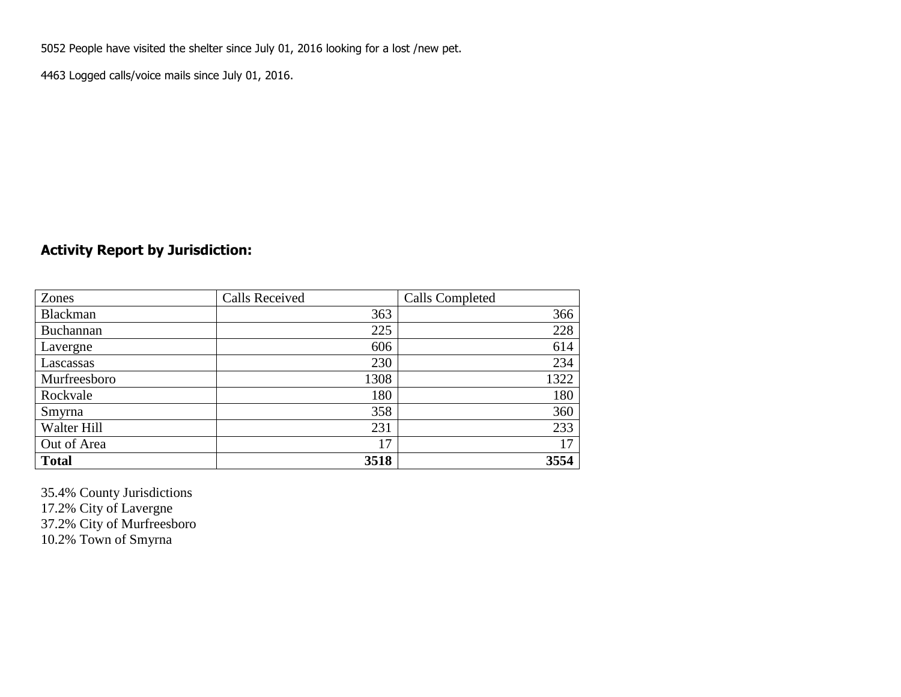5052 People have visited the shelter since July 01, 2016 looking for a lost /new pet.

4463 Logged calls/voice mails since July 01, 2016.

## Activity Report by Jurisdiction:

| Zones | Calls Received | Calls Completed |
|---|---:|---:|
| Blackman | 363 | 366 |
| Buchannan | 225 | 228 |
| Lavergne | 606 | 614 |
| Lascassas | 230 | 234 |
| Murfreesboro | 1308 | 1322 |
| Rockvale | 180 | 180 |
| Smyrna | 358 | 360 |
| Walter Hill | 231 | 233 |
| Out of Area | 17 | 17 |
| **Total** | **3518** | **3554** |

35.4% County Jurisdictions
17.2% City of Lavergne
37.2% City of Murfreesboro
10.2% Town of Smyrna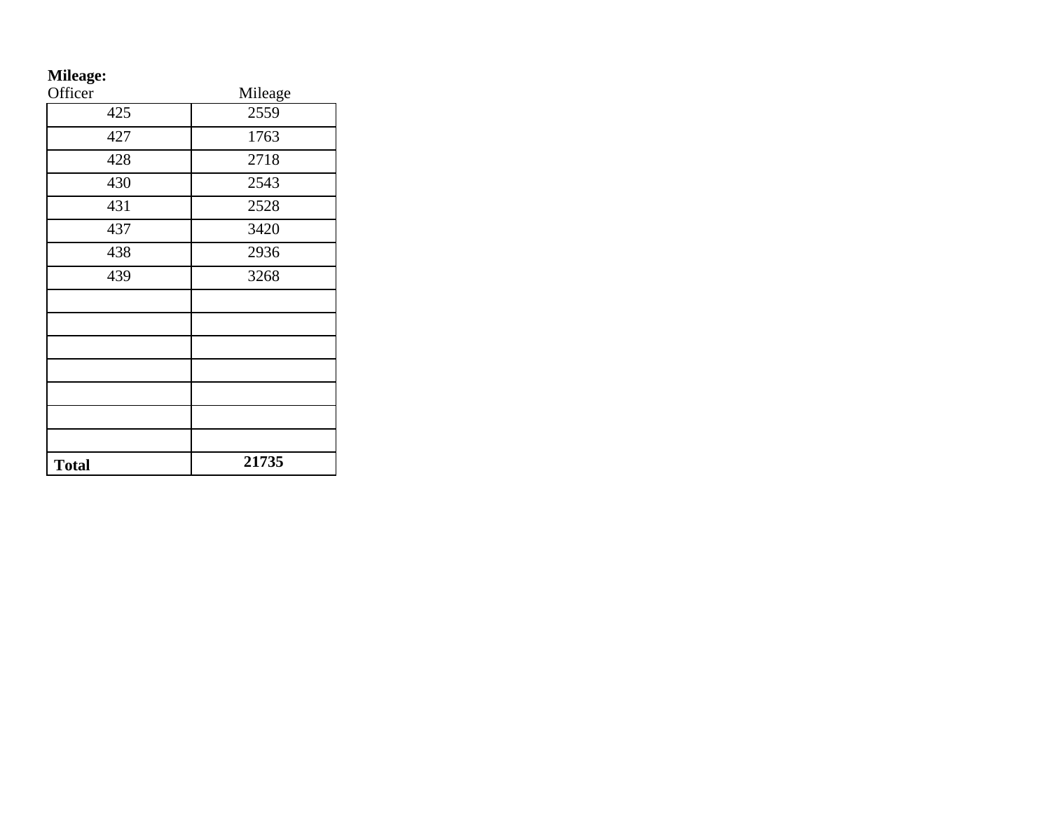**Mileage:**

| Officer | Mileage |
|---|---|
| 425 | 2559 |
| 427 | 1763 |
| 428 | 2718 |
| 430 | 2543 |
| 431 | 2528 |
| 437 | 3420 |
| 438 | 2936 |
| 439 | 3268 |
| | |
| | |
| | |
| | |
| | |
| | |
| | |
| **Total** | **21735** |